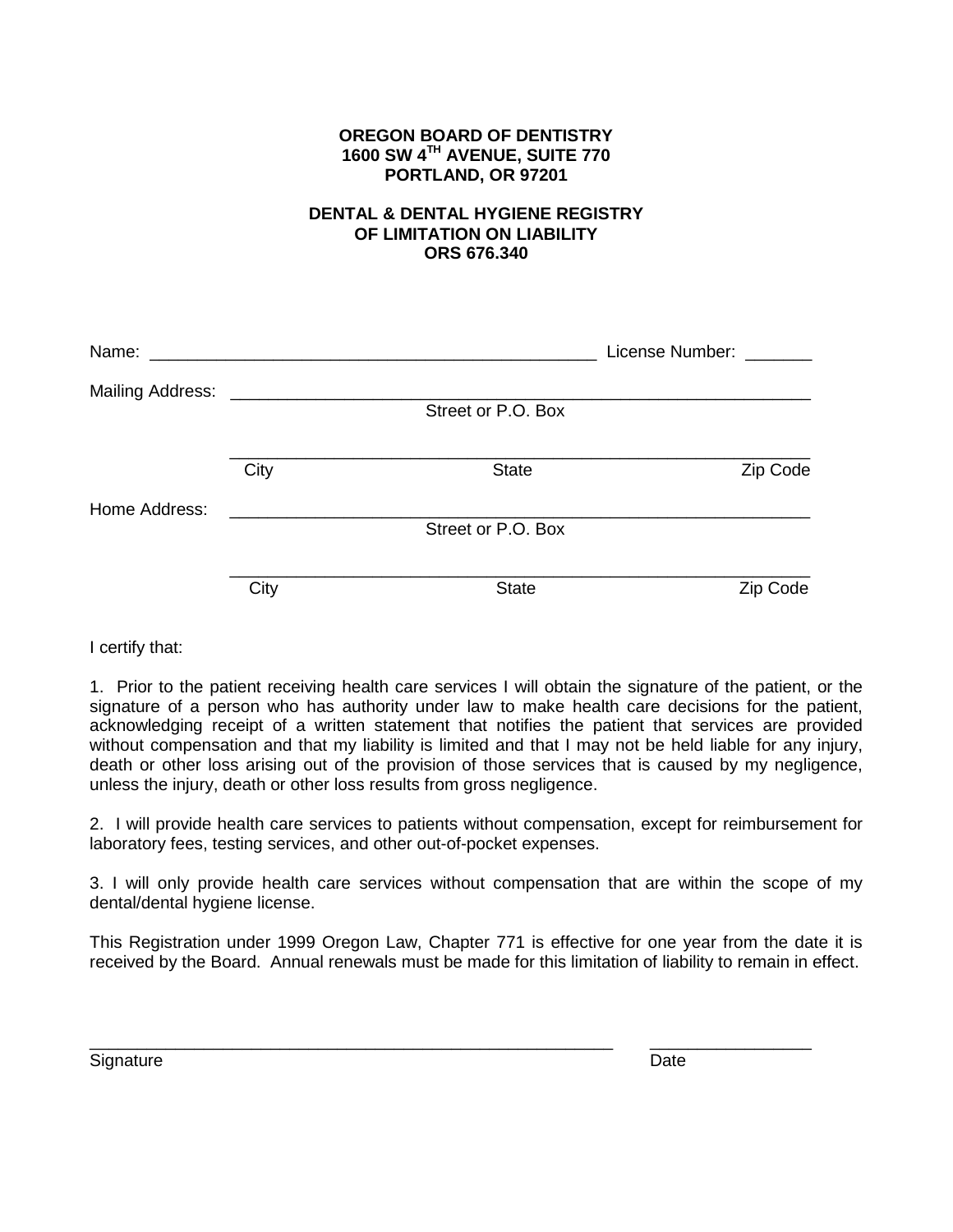**OREGON BOARD OF DENTISTRY**
**1600 SW 4TH AVENUE, SUITE 770**
**PORTLAND, OR 97201**

**DENTAL & DENTAL HYGIENE REGISTRY**
**OF LIMITATION ON LIABILITY**
**ORS 676.340**

Name: _______________________________________________ License Number: _______

Mailing Address: ___________________________________________________________
Street or P.O. Box

___________________________________________________________
City State Zip Code

Home Address: ___________________________________________________________
Street or P.O. Box

___________________________________________________________
City State Zip Code

I certify that:

1. Prior to the patient receiving health care services I will obtain the signature of the patient, or the signature of a person who has authority under law to make health care decisions for the patient, acknowledging receipt of a written statement that notifies the patient that services are provided without compensation and that my liability is limited and that I may not be held liable for any injury, death or other loss arising out of the provision of those services that is caused by my negligence, unless the injury, death or other loss results from gross negligence.

2. I will provide health care services to patients without compensation, except for reimbursement for laboratory fees, testing services, and other out-of-pocket expenses.

3. I will only provide health care services without compensation that are within the scope of my dental/dental hygiene license.

This Registration under 1999 Oregon Law, Chapter 771 is effective for one year from the date it is received by the Board. Annual renewals must be made for this limitation of liability to remain in effect.

_________________________________________________________ _________________
Signature Date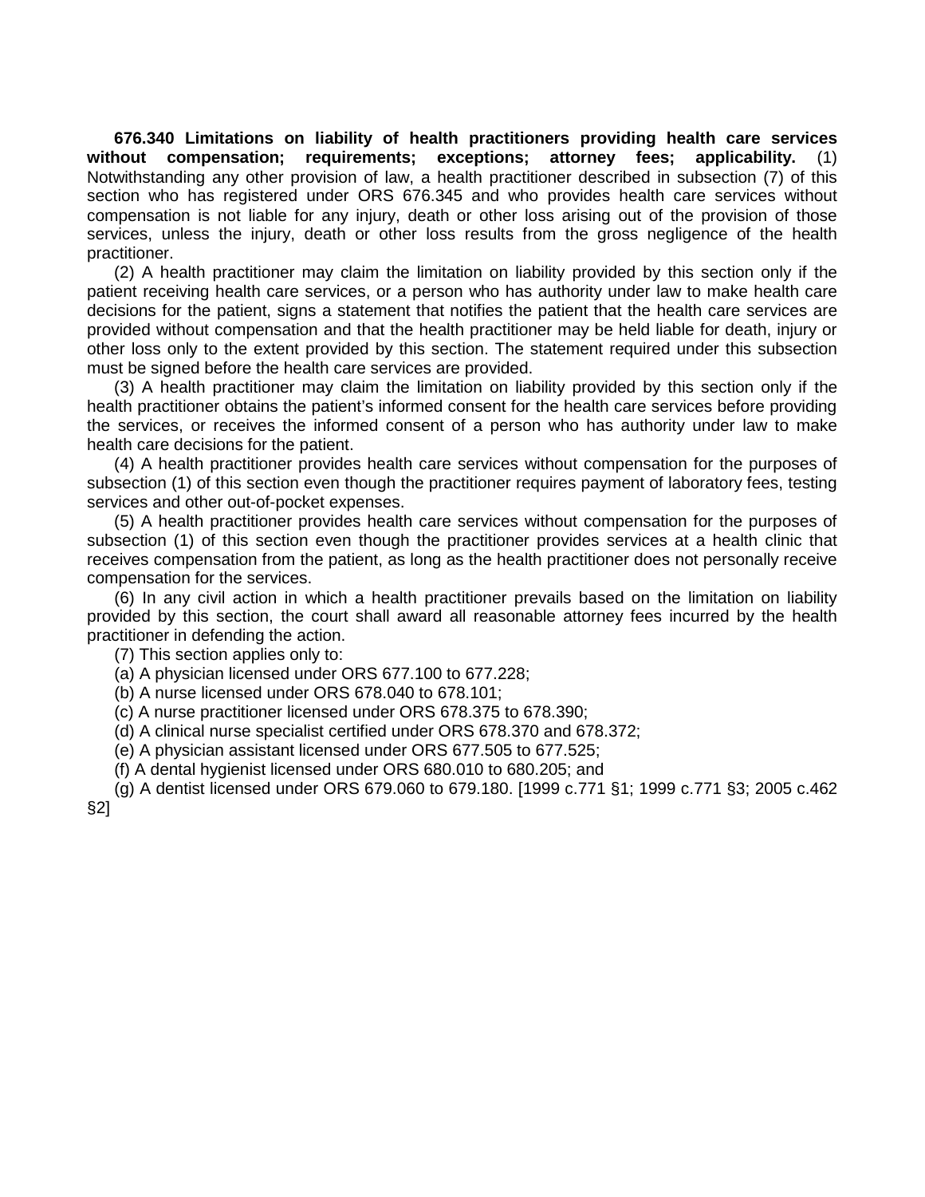**676.340 Limitations on liability of health practitioners providing health care services without compensation; requirements; exceptions; attorney fees; applicability.** (1) Notwithstanding any other provision of law, a health practitioner described in subsection (7) of this section who has registered under ORS 676.345 and who provides health care services without compensation is not liable for any injury, death or other loss arising out of the provision of those services, unless the injury, death or other loss results from the gross negligence of the health practitioner.

(2) A health practitioner may claim the limitation on liability provided by this section only if the patient receiving health care services, or a person who has authority under law to make health care decisions for the patient, signs a statement that notifies the patient that the health care services are provided without compensation and that the health practitioner may be held liable for death, injury or other loss only to the extent provided by this section. The statement required under this subsection must be signed before the health care services are provided.

(3) A health practitioner may claim the limitation on liability provided by this section only if the health practitioner obtains the patient's informed consent for the health care services before providing the services, or receives the informed consent of a person who has authority under law to make health care decisions for the patient.

(4) A health practitioner provides health care services without compensation for the purposes of subsection (1) of this section even though the practitioner requires payment of laboratory fees, testing services and other out-of-pocket expenses.

(5) A health practitioner provides health care services without compensation for the purposes of subsection (1) of this section even though the practitioner provides services at a health clinic that receives compensation from the patient, as long as the health practitioner does not personally receive compensation for the services.

(6) In any civil action in which a health practitioner prevails based on the limitation on liability provided by this section, the court shall award all reasonable attorney fees incurred by the health practitioner in defending the action.

(7) This section applies only to:

(a) A physician licensed under ORS 677.100 to 677.228;

(b) A nurse licensed under ORS 678.040 to 678.101;

(c) A nurse practitioner licensed under ORS 678.375 to 678.390;

(d) A clinical nurse specialist certified under ORS 678.370 and 678.372;

(e) A physician assistant licensed under ORS 677.505 to 677.525;

(f) A dental hygienist licensed under ORS 680.010 to 680.205; and

(g) A dentist licensed under ORS 679.060 to 679.180. [1999 c.771 §1; 1999 c.771 §3; 2005 c.462 §2]